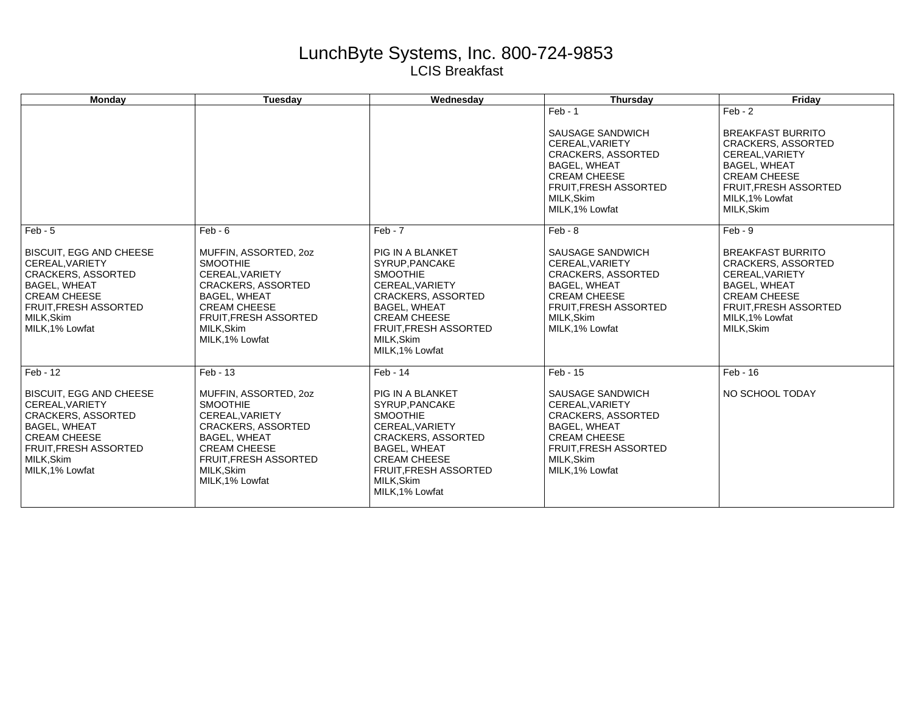# LunchByte Systems, Inc. 800-724-9853

## LCIS Breakfast

| Monday | Tuesday | Wednesday | Thursday | Friday |
|---|---|---|---|---|
| | | | Feb - 1<br><br>SAUSAGE SANDWICH<br>CEREAL,VARIETY<br>CRACKERS, ASSORTED<br>BAGEL, WHEAT<br>CREAM CHEESE<br>FRUIT,FRESH ASSORTED<br>MILK,Skim<br>MILK,1% Lowfat | Feb - 2<br><br>BREAKFAST BURRITO<br>CRACKERS, ASSORTED<br>CEREAL,VARIETY<br>BAGEL, WHEAT<br>CREAM CHEESE<br>FRUIT,FRESH ASSORTED<br>MILK,1% Lowfat<br>MILK,Skim |
| Feb - 5<br><br>BISCUIT, EGG AND CHEESE<br>CEREAL,VARIETY<br>CRACKERS, ASSORTED<br>BAGEL, WHEAT<br>CREAM CHEESE<br>FRUIT,FRESH ASSORTED<br>MILK,Skim<br>MILK,1% Lowfat | Feb - 6<br><br>MUFFIN, ASSORTED, 2oz<br>SMOOTHIE<br>CEREAL,VARIETY<br>CRACKERS, ASSORTED<br>BAGEL, WHEAT<br>CREAM CHEESE<br>FRUIT,FRESH ASSORTED<br>MILK,Skim<br>MILK,1% Lowfat | Feb - 7<br><br>PIG IN A BLANKET<br>SYRUP,PANCAKE<br>SMOOTHIE<br>CEREAL,VARIETY<br>CRACKERS, ASSORTED<br>BAGEL, WHEAT<br>CREAM CHEESE<br>FRUIT,FRESH ASSORTED<br>MILK,Skim<br>MILK,1% Lowfat | Feb - 8<br><br>SAUSAGE SANDWICH<br>CEREAL,VARIETY<br>CRACKERS, ASSORTED<br>BAGEL, WHEAT<br>CREAM CHEESE<br>FRUIT,FRESH ASSORTED<br>MILK,Skim<br>MILK,1% Lowfat | Feb - 9<br><br>BREAKFAST BURRITO<br>CRACKERS, ASSORTED<br>CEREAL,VARIETY<br>BAGEL, WHEAT<br>CREAM CHEESE<br>FRUIT,FRESH ASSORTED<br>MILK,1% Lowfat<br>MILK,Skim |
| Feb - 12<br><br>BISCUIT, EGG AND CHEESE<br>CEREAL,VARIETY<br>CRACKERS, ASSORTED<br>BAGEL, WHEAT<br>CREAM CHEESE<br>FRUIT,FRESH ASSORTED<br>MILK,Skim<br>MILK,1% Lowfat | Feb - 13<br><br>MUFFIN, ASSORTED, 2oz<br>SMOOTHIE<br>CEREAL,VARIETY<br>CRACKERS, ASSORTED<br>BAGEL, WHEAT<br>CREAM CHEESE<br>FRUIT,FRESH ASSORTED<br>MILK,Skim<br>MILK,1% Lowfat | Feb - 14<br><br>PIG IN A BLANKET<br>SYRUP,PANCAKE<br>SMOOTHIE<br>CEREAL,VARIETY<br>CRACKERS, ASSORTED<br>BAGEL, WHEAT<br>CREAM CHEESE<br>FRUIT,FRESH ASSORTED<br>MILK,Skim<br>MILK,1% Lowfat | Feb - 15<br><br>SAUSAGE SANDWICH<br>CEREAL,VARIETY<br>CRACKERS, ASSORTED<br>BAGEL, WHEAT<br>CREAM CHEESE<br>FRUIT,FRESH ASSORTED<br>MILK,Skim<br>MILK,1% Lowfat | Feb - 16<br><br>NO SCHOOL TODAY |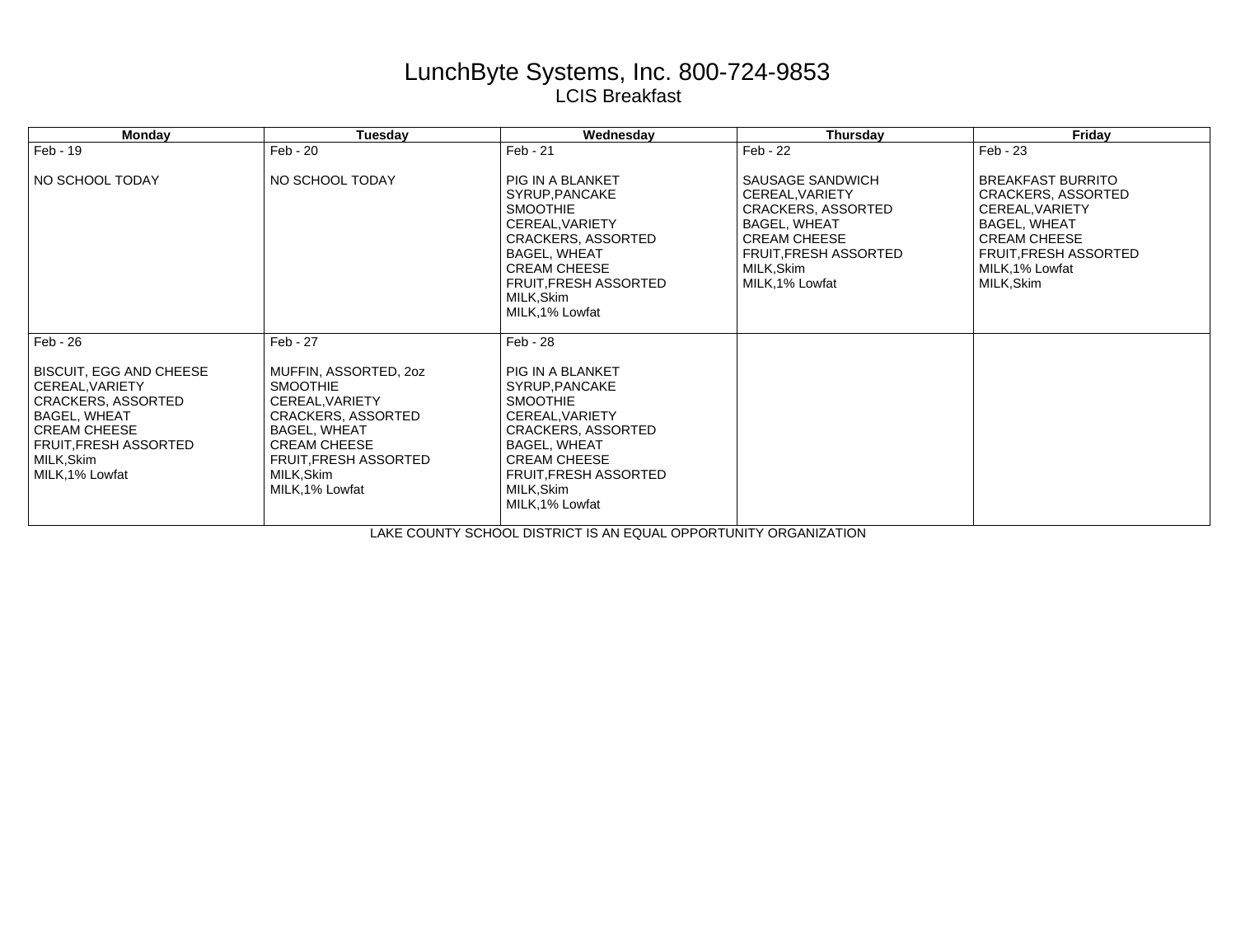# LunchByte Systems, Inc. 800-724-9853

## LCIS Breakfast

| Monday | Tuesday | Wednesday | Thursday | Friday |
|---|---|---|---|---|
| Feb - 19<br><br>NO SCHOOL TODAY | Feb - 20<br><br>NO SCHOOL TODAY | Feb - 21<br><br>PIG IN A BLANKET<br>SYRUP,PANCAKE<br>SMOOTHIE<br>CEREAL,VARIETY<br>CRACKERS, ASSORTED<br>BAGEL, WHEAT<br>CREAM CHEESE<br>FRUIT,FRESH ASSORTED<br>MILK,Skim<br>MILK,1% Lowfat | Feb - 22<br><br>SAUSAGE SANDWICH<br>CEREAL,VARIETY<br>CRACKERS, ASSORTED<br>BAGEL, WHEAT<br>CREAM CHEESE<br>FRUIT,FRESH ASSORTED<br>MILK,Skim<br>MILK,1% Lowfat | Feb - 23<br><br>BREAKFAST BURRITO<br>CRACKERS, ASSORTED<br>CEREAL,VARIETY<br>BAGEL, WHEAT<br>CREAM CHEESE<br>FRUIT,FRESH ASSORTED<br>MILK,1% Lowfat<br>MILK,Skim |
| Feb - 26<br><br>BISCUIT, EGG AND CHEESE<br>CEREAL,VARIETY<br>CRACKERS, ASSORTED<br>BAGEL, WHEAT<br>CREAM CHEESE<br>FRUIT,FRESH ASSORTED<br>MILK,Skim<br>MILK,1% Lowfat | Feb - 27<br><br>MUFFIN, ASSORTED, 2oz<br>SMOOTHIE<br>CEREAL,VARIETY<br>CRACKERS, ASSORTED<br>BAGEL, WHEAT<br>CREAM CHEESE<br>FRUIT,FRESH ASSORTED<br>MILK,Skim<br>MILK,1% Lowfat | Feb - 28<br><br>PIG IN A BLANKET<br>SYRUP,PANCAKE<br>SMOOTHIE<br>CEREAL,VARIETY<br>CRACKERS, ASSORTED<br>BAGEL, WHEAT<br>CREAM CHEESE<br>FRUIT,FRESH ASSORTED<br>MILK,Skim<br>MILK,1% Lowfat | | |

LAKE COUNTY SCHOOL DISTRICT IS AN EQUAL OPPORTUNITY ORGANIZATION